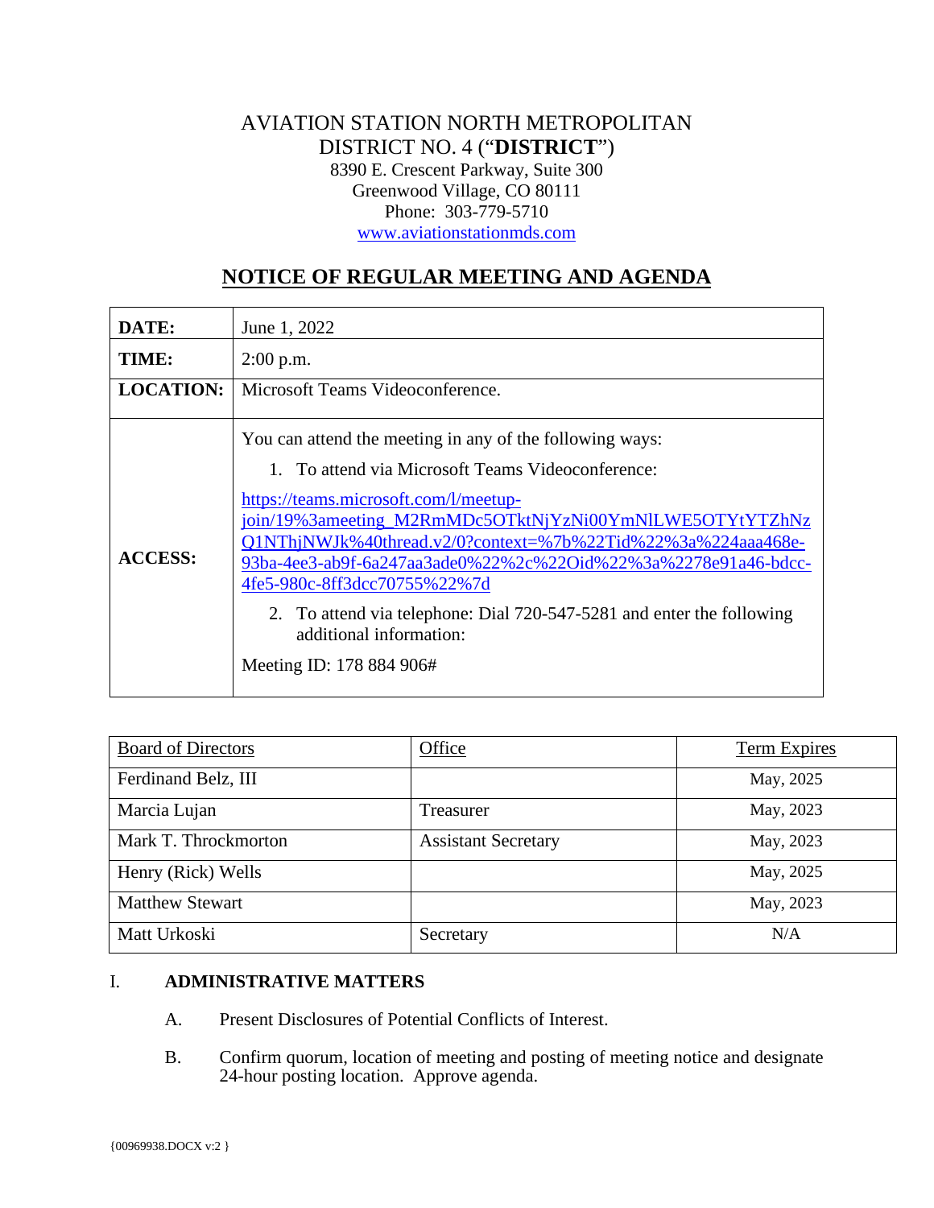AVIATION STATION NORTH METROPOLITAN DISTRICT NO. 4 ("**DISTRICT**")
8390 E. Crescent Parkway, Suite 300
Greenwood Village, CO 80111
Phone: 303-779-5710
www.aviationstationmds.com

# NOTICE OF REGULAR MEETING AND AGENDA

| | |
|---|---|
| **DATE:** | June 1, 2022 |
| **TIME:** | 2:00 p.m. |
| **LOCATION:** | Microsoft Teams Videoconference. |
| **ACCESS:** | You can attend the meeting in any of the following ways:<br>1. To attend via Microsoft Teams Videoconference:<br>https://teams.microsoft.com/l/meetup-join/19%3ameeting_M2RmMDc5OTktNjYzNi00YmNlLWE5OTYtYTZhNzQ1NThjNWJk%40thread.v2/0?context=%7b%22Tid%22%3a%224aaa468e-93ba-4ee3-ab9f-6a247aa3ade0%22%2c%22Oid%22%3a%2278e91a46-bdcc-4fe5-980c-8ff3dcc70755%22%7d<br>2. To attend via telephone: Dial 720-547-5281 and enter the following additional information:<br>Meeting ID: 178 884 906# |

| Board of Directors | Office | Term Expires |
|---|---|---|
| Ferdinand Belz, III | | May, 2025 |
| Marcia Lujan | Treasurer | May, 2023 |
| Mark T. Throckmorton | Assistant Secretary | May, 2023 |
| Henry (Rick) Wells | | May, 2025 |
| Matthew Stewart | | May, 2023 |
| Matt Urkoski | Secretary | N/A |

## I. ADMINISTRATIVE MATTERS

A. Present Disclosures of Potential Conflicts of Interest.

B. Confirm quorum, location of meeting and posting of meeting notice and designate 24-hour posting location. Approve agenda.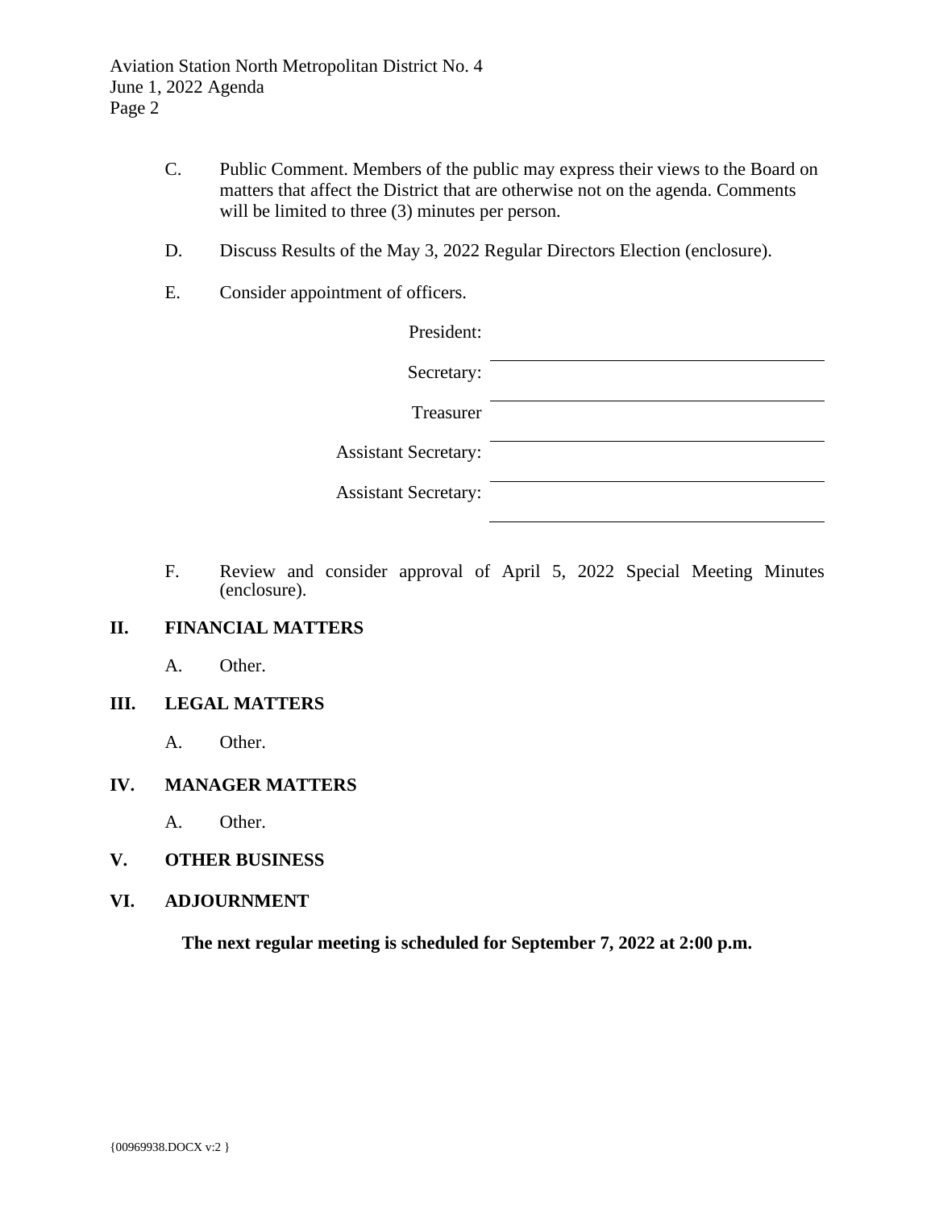C. Public Comment. Members of the public may express their views to the Board on matters that affect the District that are otherwise not on the agenda. Comments will be limited to three (3) minutes per person.

D. Discuss Results of the May 3, 2022 Regular Directors Election (enclosure).

E. Consider appointment of officers.

| | |
|---|---|
| President: | ______________________ |
| Secretary: | ______________________ |
| Treasurer | ______________________ |
| Assistant Secretary: | ______________________ |
| Assistant Secretary: | ______________________ |

F. Review and consider approval of April 5, 2022 Special Meeting Minutes (enclosure).

## II. FINANCIAL MATTERS

A. Other.

## III. LEGAL MATTERS

A. Other.

## IV. MANAGER MATTERS

A. Other.

## V. OTHER BUSINESS

## VI. ADJOURNMENT

**The next regular meeting is scheduled for September 7, 2022 at 2:00 p.m.**